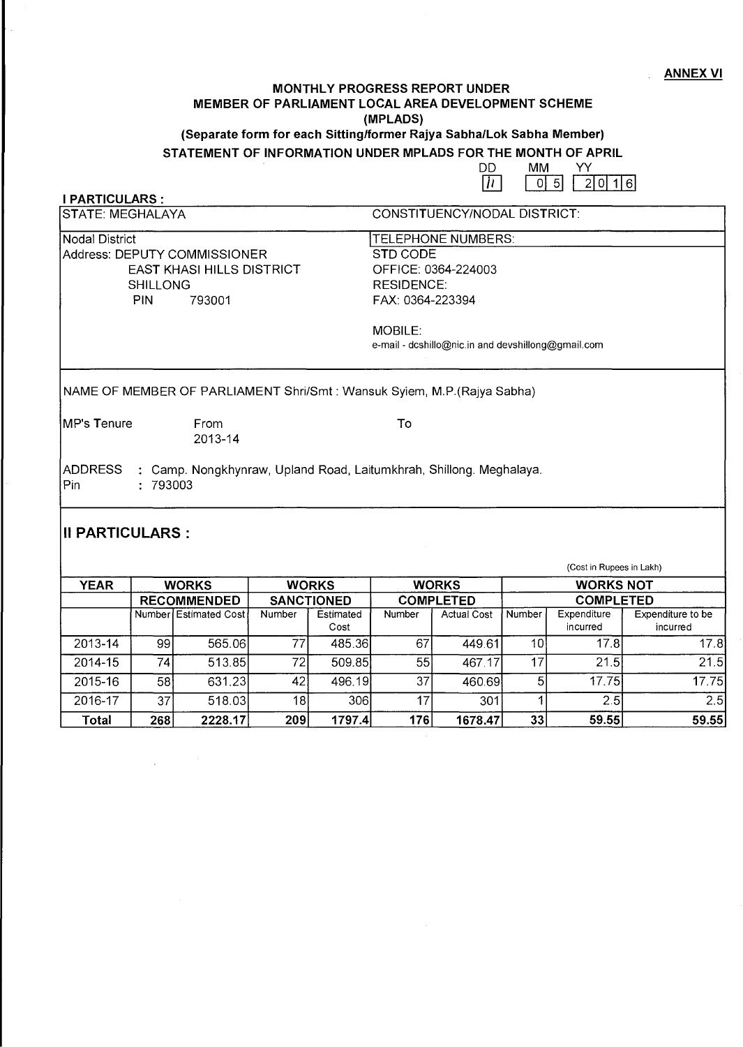**ANNEX VI**

# MONTHLY PROGRESS REPORT UNDER MEMBER OF PARLIAMENT LOCAL AREA DEVELOPMENT SCHEME (MPLADS)

**(Separate form for each Sitting/former Rajya Sabha/Lok Sabha Member)**

**STATEMENT OF INFORMATION UNDER MPLADS FOR THE MONTH OF APRIL**

| DD | MM | YY |
|---|---|---|
| 11 | 05 | 2016 |

## I PARTICULARS :

| STATE: MEGHALAYA | CONSTITUENCY/NODAL DISTRICT: |
|---|---|
| Nodal District<br>Address: DEPUTY COMMISSIONER<br>EAST KHASI HILLS DISTRICT<br>SHILLONG<br>PIN 793001 | TELEPHONE NUMBERS:<br>STD CODE<br>OFFICE: 0364-224003<br>RESIDENCE:<br>FAX: 0364-223394<br><br>MOBILE:<br>e-mail - dcshillo@nic.in and devshillong@gmail.com |

NAME OF MEMBER OF PARLIAMENT Shri/Smt : Wansuk Syiem, M.P.(Rajya Sabha)

MP's Tenure From 2013-14 To

ADDRESS : Camp. Nongkhynraw, Upland Road, Laitumkhrah, Shillong. Meghalaya.
Pin : 793003

## II PARTICULARS :

(Cost in Rupees in Lakh)

| YEAR | WORKS RECOMMENDED | | WORKS SANCTIONED | | WORKS COMPLETED | | WORKS NOT COMPLETED | | |
|---|---|---|---|---|---|---|---|---|---|
| | Number | Estimated Cost | Number | Estimated Cost | Number | Actual Cost | Number | Expenditure incurred | Expenditure to be incurred |
| 2013-14 | 99 | 565.06 | 77 | 485.36 | 67 | 449.61 | 10 | 17.8 | 17.8 |
| 2014-15 | 74 | 513.85 | 72 | 509.85 | 55 | 467.17 | 17 | 21.5 | 21.5 |
| 2015-16 | 58 | 631.23 | 42 | 496.19 | 37 | 460.69 | 5 | 17.75 | 17.75 |
| 2016-17 | 37 | 518.03 | 18 | 306 | 17 | 301 | 1 | 2.5 | 2.5 |
| **Total** | **268** | **2228.17** | **209** | **1797.4** | **176** | **1678.47** | **33** | **59.55** | **59.55** |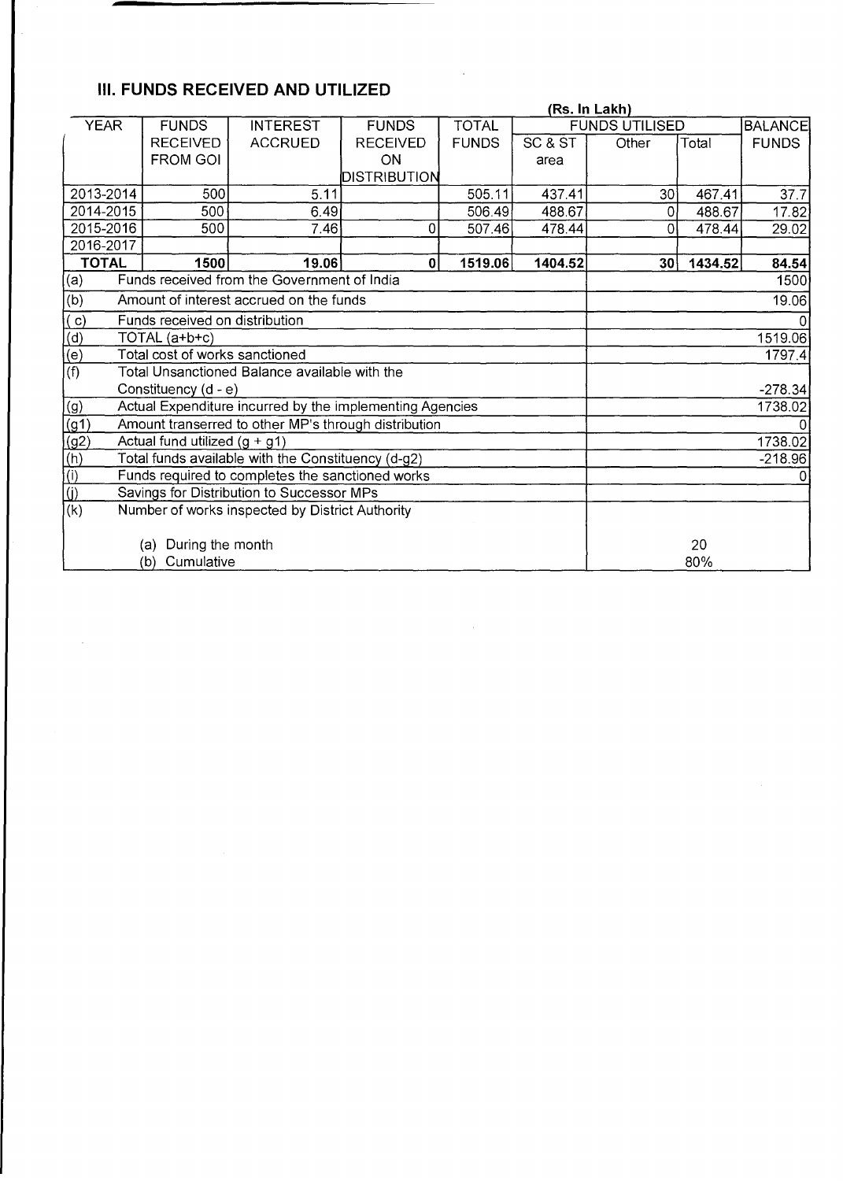## III. FUNDS RECEIVED AND UTILIZED

(Rs. In Lakh)

| YEAR | FUNDS RECEIVED FROM GOI | INTEREST ACCRUED | FUNDS RECEIVED ON DISTRIBUTION | TOTAL FUNDS | FUNDS UTILISED | | | BALANCE FUNDS |
|---|---|---|---|---|---|---|---|---|
| | | | | | SC & ST area | Other | Total | |
| 2013-2014 | 500 | 5.11 | | 505.11 | 437.41 | 30 | 467.41 | 37.7 |
| 2014-2015 | 500 | 6.49 | | 506.49 | 488.67 | 0 | 488.67 | 17.82 |
| 2015-2016 | 500 | 7.46 | 0 | 507.46 | 478.44 | 0 | 478.44 | 29.02 |
| 2016-2017 | | | | | | | | |
| **TOTAL** | **1500** | **19.06** | **0** | **1519.06** | **1404.52** | **30** | **1434.52** | **84.54** |

| | | |
|---|---|---|
| (a) | Funds received from the Government of India | 1500 |
| (b) | Amount of interest accrued on the funds | 19.06 |
| (c) | Funds received on distribution | 0 |
| (d) | TOTAL (a+b+c) | 1519.06 |
| (e) | Total cost of works sanctioned | 1797.4 |
| (f) | Total Unsanctioned Balance available with the Constituency (d - e) | -278.34 |
| (g) | Actual Expenditure incurred by the implementing Agencies | 1738.02 |
| (g1) | Amount transerred to other MP's through distribution | 0 |
| (g2) | Actual fund utilized (g + g1) | 1738.02 |
| (h) | Total funds available with the Constituency (d-g2) | -218.96 |
| (i) | Funds required to completes the sanctioned works | 0 |
| (j) | Savings for Distribution to Successor MPs | |
| (k) | Number of works inspected by District Authority | |
| | (a) During the month | 20 |
| | (b) Cumulative | 80% |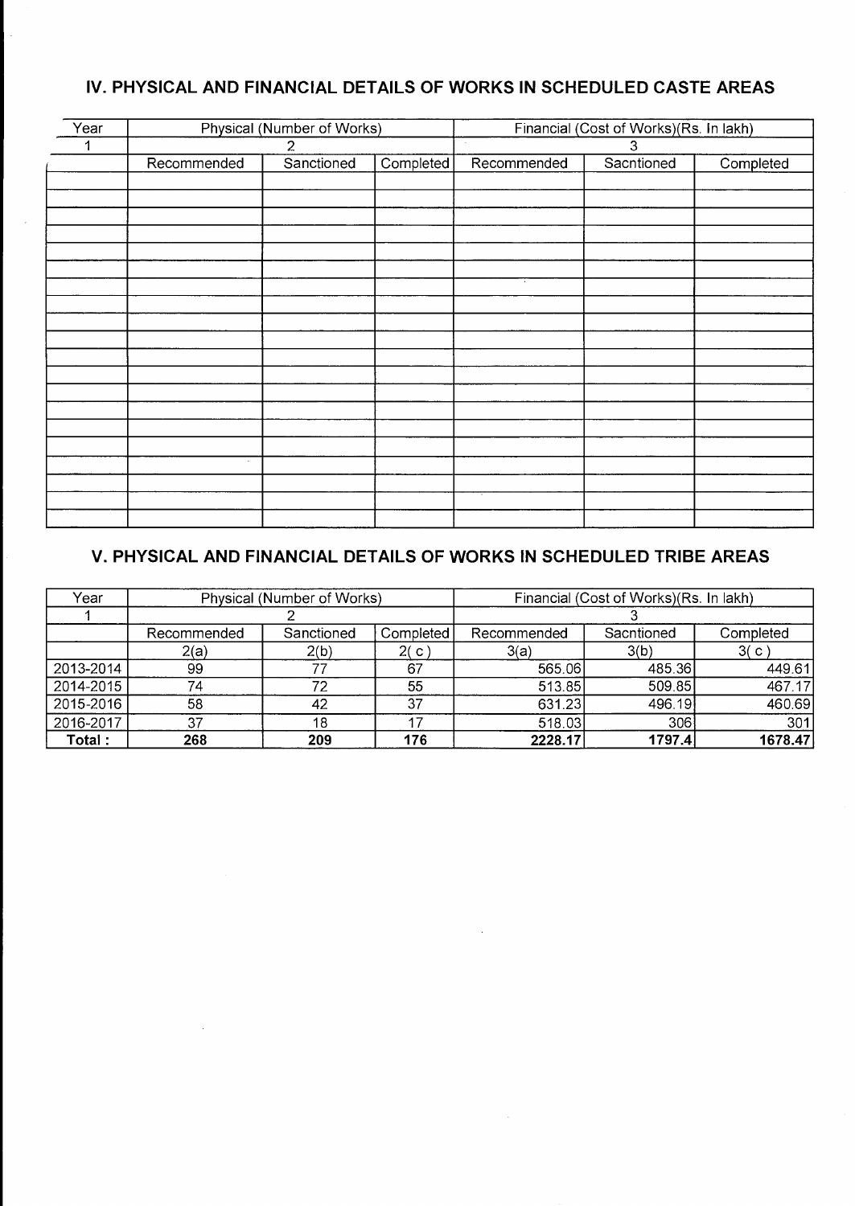## IV. PHYSICAL AND FINANCIAL DETAILS OF WORKS IN SCHEDULED CASTE AREAS

| Year | Physical (Number of Works) | | | Financial (Cost of Works)(Rs. In lakh) | | |
|---|---|---|---|---|---|---|
| 1 | 2 | | | 3 | | |
| | Recommended | Sanctioned | Completed | Recommended | Sacntioned | Completed |
| | | | | | | |
| | | | | | | |
| | | | | | | |
| | | | | | | |
| | | | | | | |
| | | | | | | |
| | | | | | | |
| | | | | | | |
| | | | | | | |
| | | | | | | |
| | | | | | | |
| | | | | | | |
| | | | | | | |
| | | | | | | |
| | | | | | | |
| | | | | | | |
| | | | | | | |
| | | | | | | |
| | | | | | | |
| | | | | | | |

## V. PHYSICAL AND FINANCIAL DETAILS OF WORKS IN SCHEDULED TRIBE AREAS

| Year | Physical (Number of Works) | | | Financial (Cost of Works)(Rs. In lakh) | | |
|---|---|---|---|---|---|---|
| 1 | 2 | | | 3 | | |
| | Recommended | Sanctioned | Completed | Recommended | Sacntioned | Completed |
| | 2(a) | 2(b) | 2( c ) | 3(a) | 3(b) | 3( c ) |
| 2013-2014 | 99 | 77 | 67 | 565.06 | 485.36 | 449.61 |
| 2014-2015 | 74 | 72 | 55 | 513.85 | 509.85 | 467.17 |
| 2015-2016 | 58 | 42 | 37 | 631.23 | 496.19 | 460.69 |
| 2016-2017 | 37 | 18 | 17 | 518.03 | 306 | 301 |
| **Total :** | **268** | **209** | **176** | **2228.17** | **1797.4** | **1678.47** |